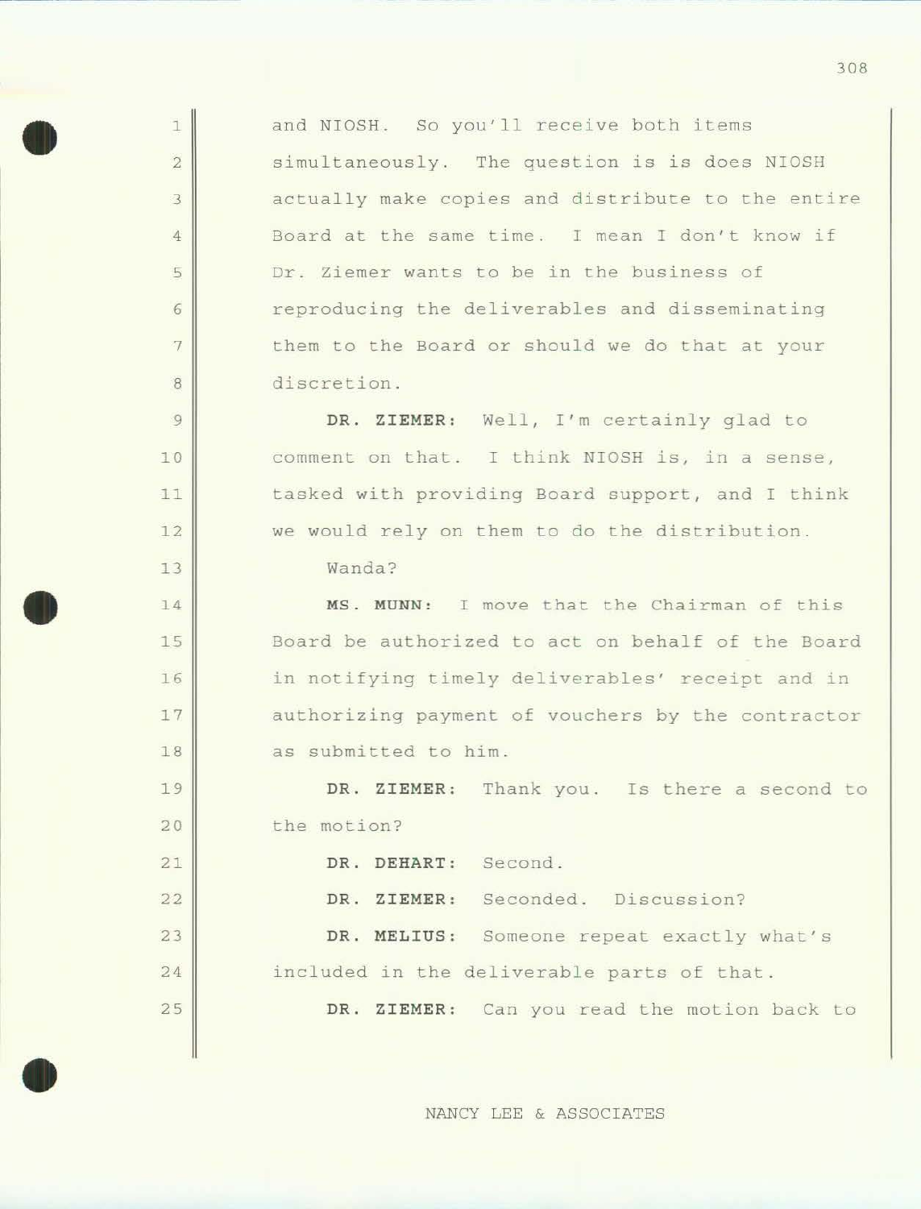and NIOSH. So you'll receive both items simultaneously. The question is is does NIOSH actually make copies and distribute to the entire Board at the same time. I mean I don't know if Dr. Ziemer wants to be in the business of reproducing the deliverables and disseminating them to the Board or should we do that at your discretion.

**DR. ZIEMER:** Well, I'm certainly glad to comment on that. I think NIOSH is, in a sense, tasked with providing Board support, and I think we would rely on them to do the distribution.

Wanda?

**MS. MUNN:** I move that the Chairman of this Board be authorized to act on behalf of the Board in notifying timely deliverables' receipt and in authorizing payment of vouchers by the contractor as submitted to him.

**DR. ZIEMER:** Thank you. Is there a second to the motion?

**DR. DEHART:** Second.

**DR. ZIEMER:** Seconded. Discussion?

**DR. MELIUS:** Someone repeat exactly what's included in the deliverable parts of that.

**DR. ZIEMER:** Can you read the motion back to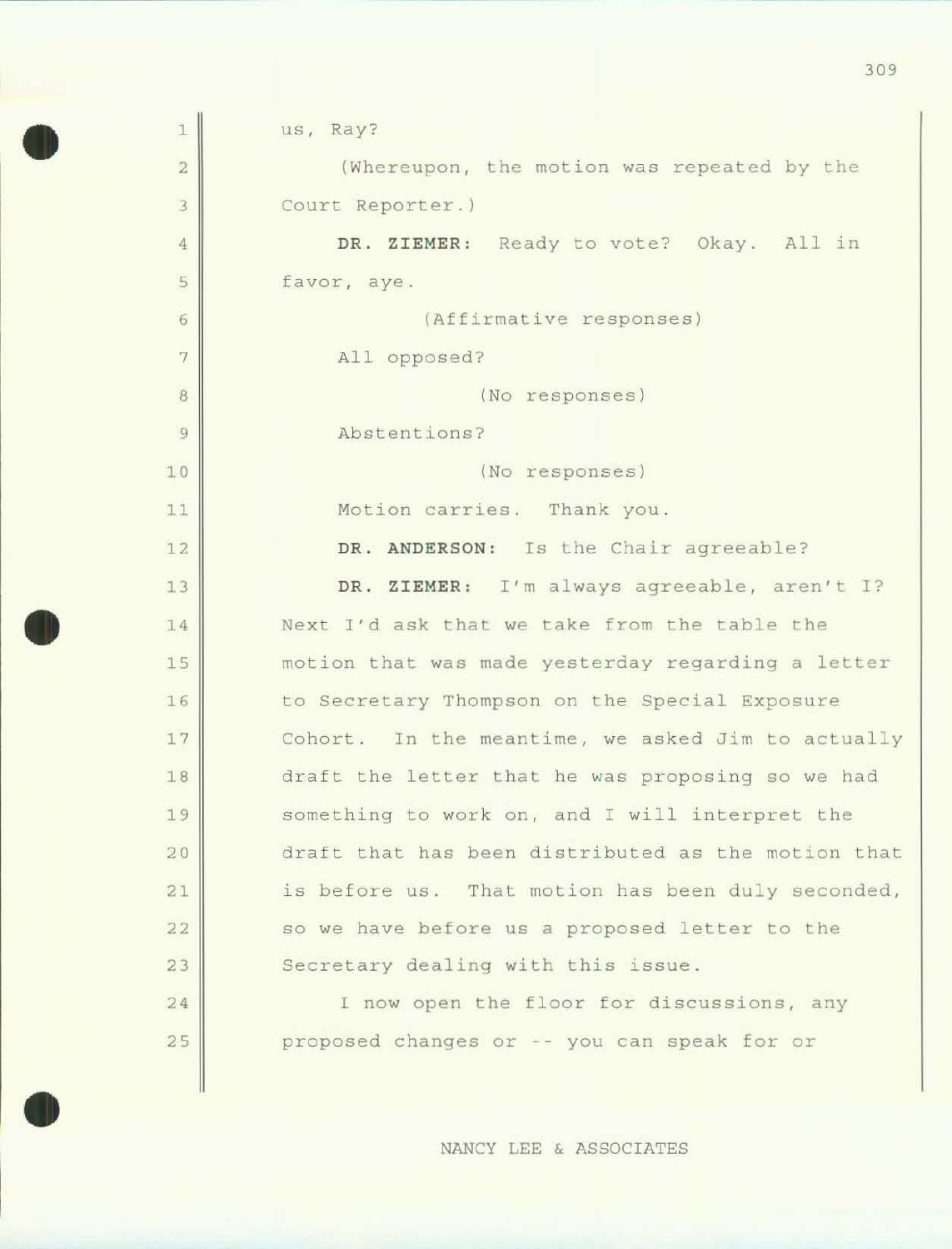us, Ray?

(Whereupon, the motion was repeated by the Court Reporter.)

**DR. ZIEMER:** Ready to vote? Okay. All in favor, aye.

(Affirmative responses)

All opposed?

(No responses)

Abstentions?

(No responses)

Motion carries. Thank you.

**DR. ANDERSON:** Is the Chair agreeable?

**DR. ZIEMER:** I'm always agreeable, aren't I? Next I'd ask that we take from the table the motion that was made yesterday regarding a letter to Secretary Thompson on the Special Exposure Cohort. In the meantime, we asked Jim to actually draft the letter that he was proposing so we had something to work on, and I will interpret the draft that has been distributed as the motion that is before us. That motion has been duly seconded, so we have before us a proposed letter to the Secretary dealing with this issue.

I now open the floor for discussions, any proposed changes or -- you can speak for or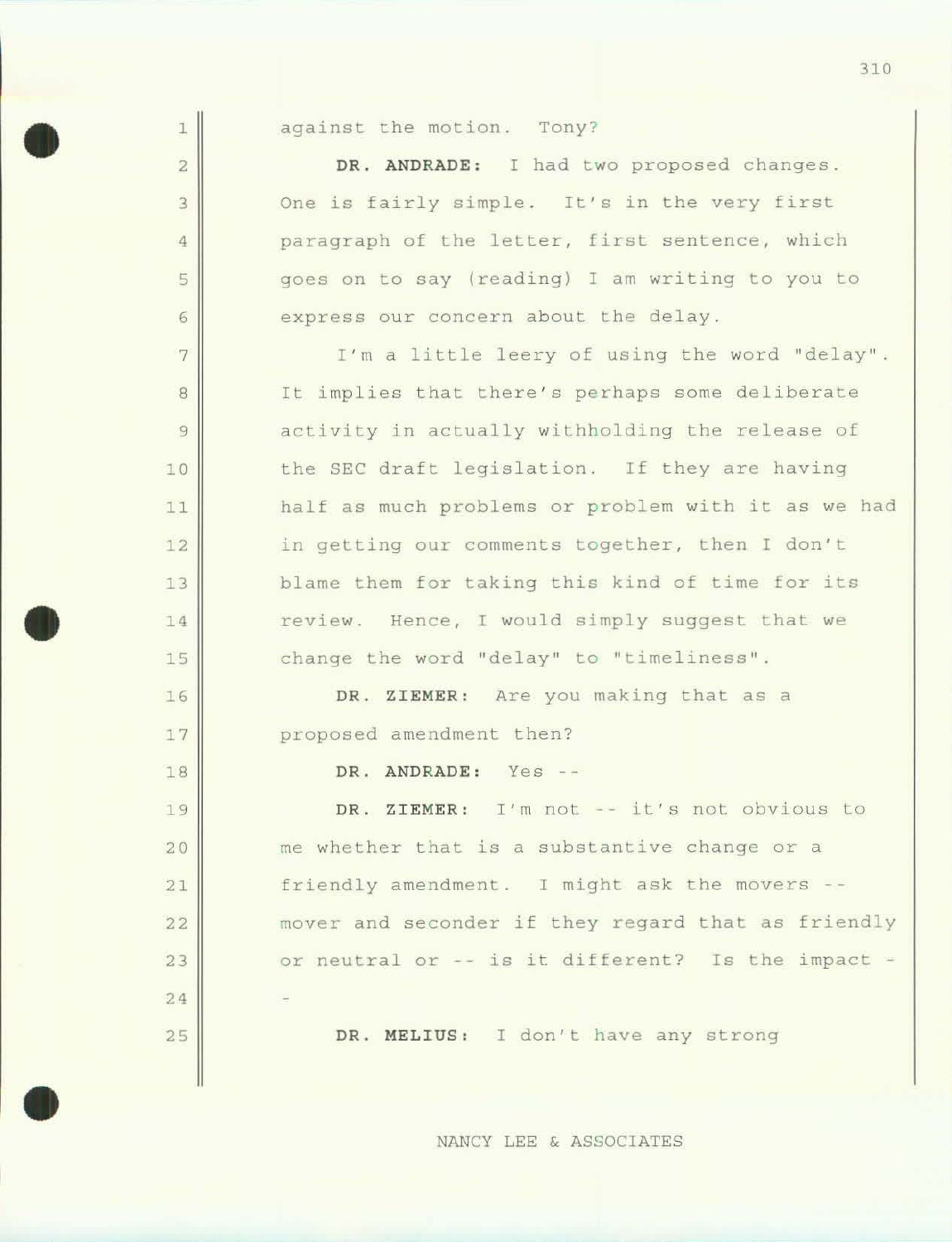against the motion. Tony?

**DR. ANDRADE:** I had two proposed changes. One is fairly simple. It's in the very first paragraph of the letter, first sentence, which goes on to say (reading) I am writing to you to express our concern about the delay.

I'm a little leery of using the word "delay". It implies that there's perhaps some deliberate activity in actually withholding the release of the SEC draft legislation. If they are having half as much problems or problem with it as we had in getting our comments together, then I don't blame them for taking this kind of time for its review. Hence, I would simply suggest that we change the word "delay" to "timeliness".

**DR. ZIEMER:** Are you making that as a proposed amendment then?

**DR. ANDRADE:** Yes --

**DR. ZIEMER:** I'm not -- it's not obvious to me whether that is a substantive change or a friendly amendment. I might ask the movers -- mover and seconder if they regard that as friendly or neutral or -- is it different? Is the impact --

**DR. MELIUS:** I don't have any strong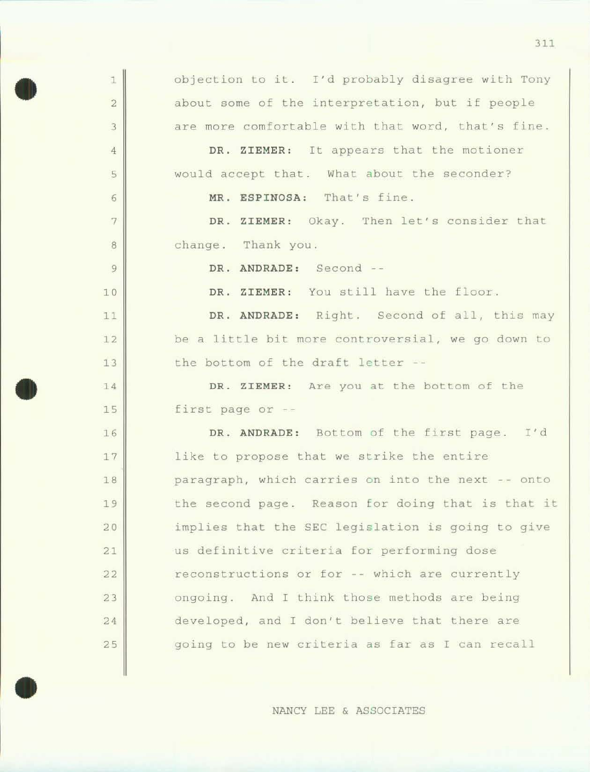objection to it. I'd probably disagree with Tony about some of the interpretation, but if people are more comfortable with that word, that's fine.

**DR. ZIEMER:** It appears that the motioner would accept that. What about the seconder?

**MR. ESPINOSA:** That's fine.

**DR. ZIEMER:** Okay. Then let's consider that change. Thank you.

**DR. ANDRADE:** Second --

**DR. ZIEMER:** You still have the floor.

**DR. ANDRADE:** Right. Second of all, this may be a little bit more controversial, we go down to the bottom of the draft letter --

**DR. ZIEMER:** Are you at the bottom of the first page or --

**DR. ANDRADE:** Bottom of the first page. I'd like to propose that we strike the entire paragraph, which carries on into the next -- onto the second page. Reason for doing that is that it implies that the SEC legislation is going to give us definitive criteria for performing dose reconstructions or for -- which are currently ongoing. And I think those methods are being developed, and I don't believe that there are going to be new criteria as far as I can recall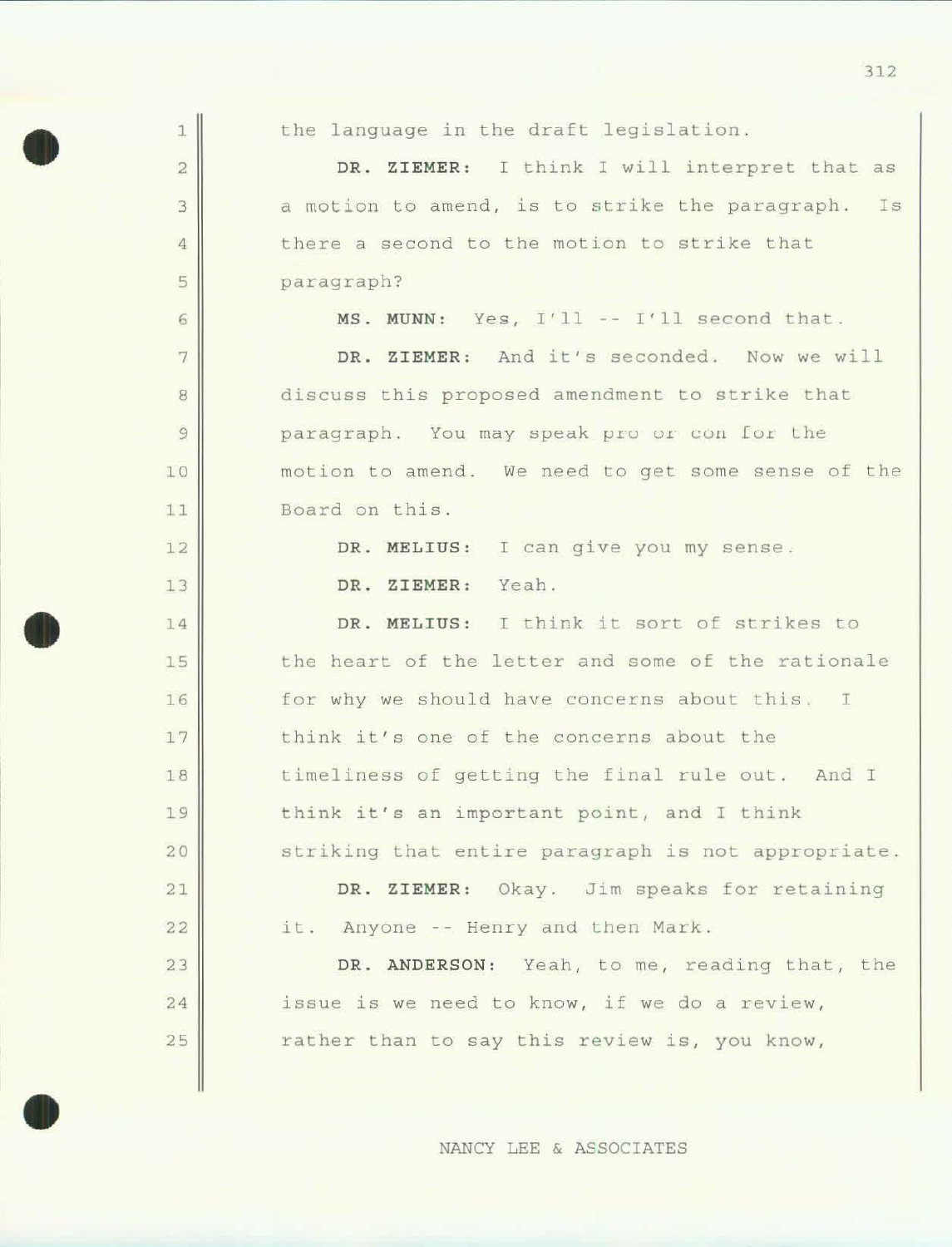the language in the draft legislation.

**DR. ZIEMER:** I think I will interpret that as a motion to amend, is to strike the paragraph. Is there a second to the motion to strike that paragraph?

**MS. MUNN:** Yes, I'll -- I'll second that.

**DR. ZIEMER:** And it's seconded. Now we will discuss this proposed amendment to strike that paragraph. You may speak pro or con for the motion to amend. We need to get some sense of the Board on this.

**DR. MELIUS:** I can give you my sense.

**DR. ZIEMER:** Yeah.

**DR. MELIUS:** I think it sort of strikes to the heart of the letter and some of the rationale for why we should have concerns about this. I think it's one of the concerns about the timeliness of getting the final rule out. And I think it's an important point, and I think striking that entire paragraph is not appropriate.

**DR. ZIEMER:** Okay. Jim speaks for retaining it. Anyone -- Henry and then Mark.

**DR. ANDERSON:** Yeah, to me, reading that, the issue is we need to know, if we do a review, rather than to say this review is, you know,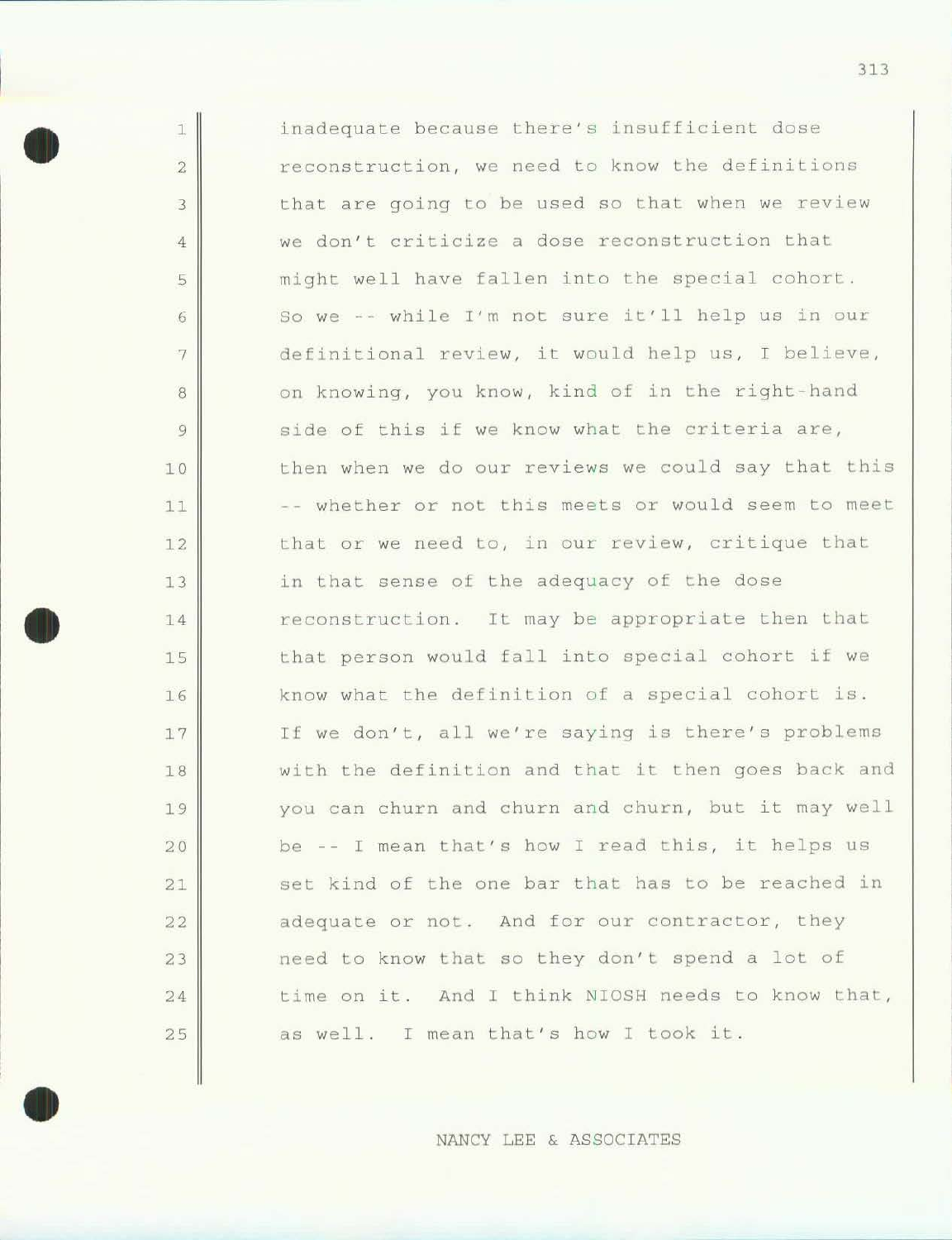inadequate because there's insufficient dose reconstruction, we need to know the definitions that are going to be used so that when we review we don't criticize a dose reconstruction that might well have fallen into the special cohort. So we -- while I'm not sure it'll help us in our definitional review, it would help us, I believe, on knowing, you know, kind of in the right-hand side of this if we know what the criteria are, then when we do our reviews we could say that this -- whether or not this meets or would seem to meet that or we need to, in our review, critique that in that sense of the adequacy of the dose reconstruction. It may be appropriate then that that person would fall into special cohort if we know what the definition of a special cohort is. If we don't, all we're saying is there's problems with the definition and that it then goes back and you can churn and churn and churn, but it may well be -- I mean that's how I read this, it helps us set kind of the one bar that has to be reached in adequate or not. And for our contractor, they need to know that so they don't spend a lot of time on it. And I think NIOSH needs to know that, as well. I mean that's how I took it.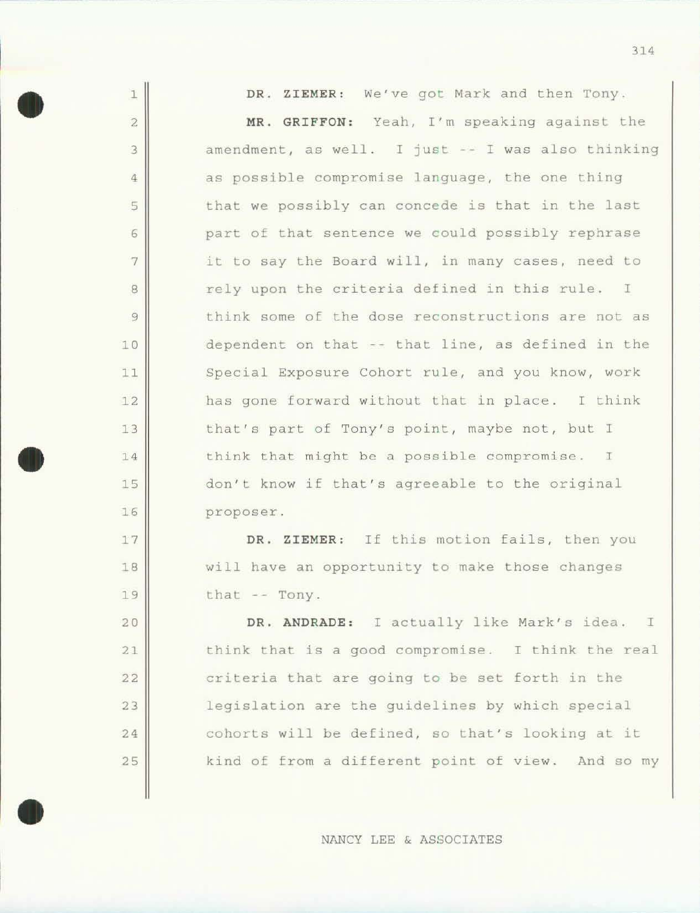**DR. ZIEMER:** We've got Mark and then Tony.

**MR. GRIFFON:** Yeah, I'm speaking against the amendment, as well. I just -- I was also thinking as possible compromise language, the one thing that we possibly can concede is that in the last part of that sentence we could possibly rephrase it to say the Board will, in many cases, need to rely upon the criteria defined in this rule. I think some of the dose reconstructions are not as dependent on that -- that line, as defined in the Special Exposure Cohort rule, and you know, work has gone forward without that in place. I think that's part of Tony's point, maybe not, but I think that might be a possible compromise. I don't know if that's agreeable to the original proposer.

**DR. ZIEMER:** If this motion fails, then you will have an opportunity to make those changes that -- Tony.

**DR. ANDRADE:** I actually like Mark's idea. I think that is a good compromise. I think the real criteria that are going to be set forth in the legislation are the guidelines by which special cohorts will be defined, so that's looking at it kind of from a different point of view. And so my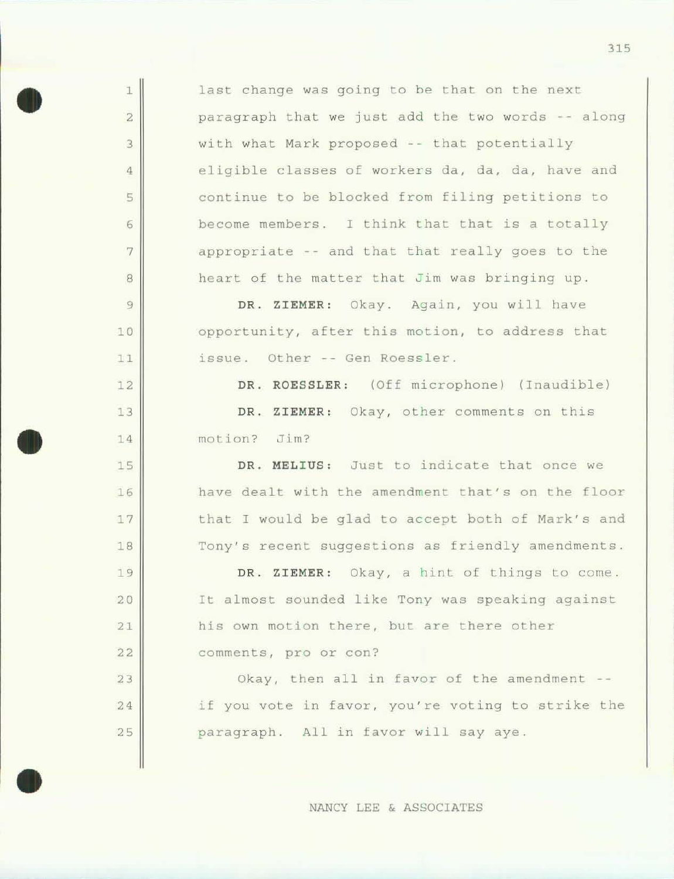last change was going to be that on the next paragraph that we just add the two words -- along with what Mark proposed -- that potentially eligible classes of workers da, da, da, have and continue to be blocked from filing petitions to become members. I think that that is a totally appropriate -- and that that really goes to the heart of the matter that Jim was bringing up.

**DR. ZIEMER:** Okay. Again, you will have opportunity, after this motion, to address that issue. Other -- Gen Roessler.

**DR. ROESSLER:** (Off microphone) (Inaudible)

**DR. ZIEMER:** Okay, other comments on this motion? Jim?

**DR. MELIUS:** Just to indicate that once we have dealt with the amendment that's on the floor that I would be glad to accept both of Mark's and Tony's recent suggestions as friendly amendments.

**DR. ZIEMER:** Okay, a hint of things to come. It almost sounded like Tony was speaking against his own motion there, but are there other comments, pro or con?

Okay, then all in favor of the amendment -- if you vote in favor, you're voting to strike the paragraph. All in favor will say aye.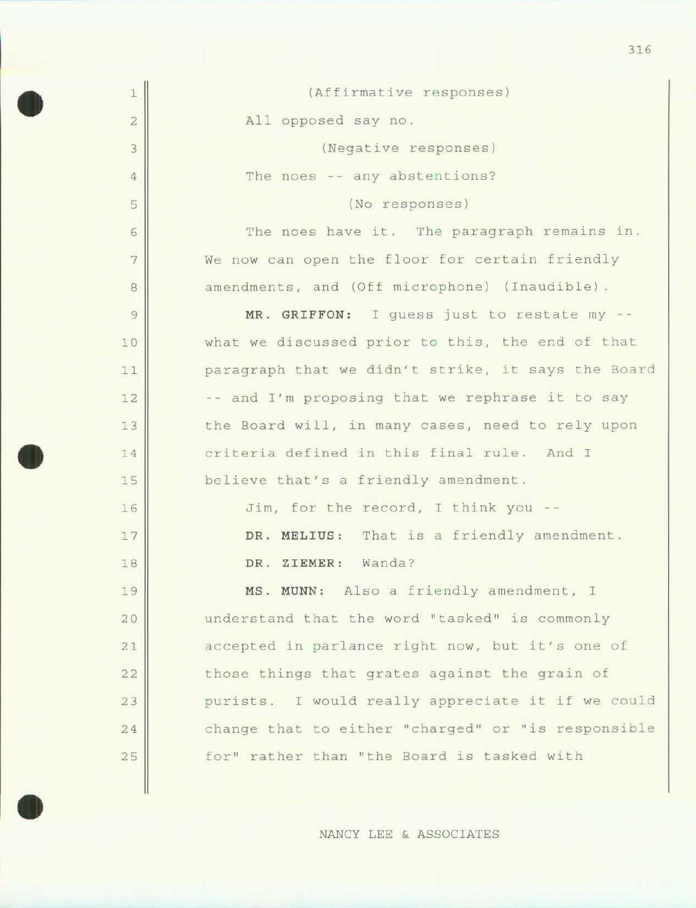(Affirmative responses)

All opposed say no.

(Negative responses)

The noes -- any abstentions?

(No responses)

The noes have it. The paragraph remains in. We now can open the floor for certain friendly amendments, and (Off microphone) (Inaudible).

**MR. GRIFFON:** I guess just to restate my -- what we discussed prior to this, the end of that paragraph that we didn't strike, it says the Board -- and I'm proposing that we rephrase it to say the Board will, in many cases, need to rely upon criteria defined in this final rule. And I believe that's a friendly amendment.

Jim, for the record, I think you --

**DR. MELIUS:** That is a friendly amendment.

**DR. ZIEMER:** Wanda?

**MS. MUNN:** Also a friendly amendment, I understand that the word "tasked" is commonly accepted in parlance right now, but it's one of those things that grates against the grain of purists. I would really appreciate it if we could change that to either "charged" or "is responsible for" rather than "the Board is tasked with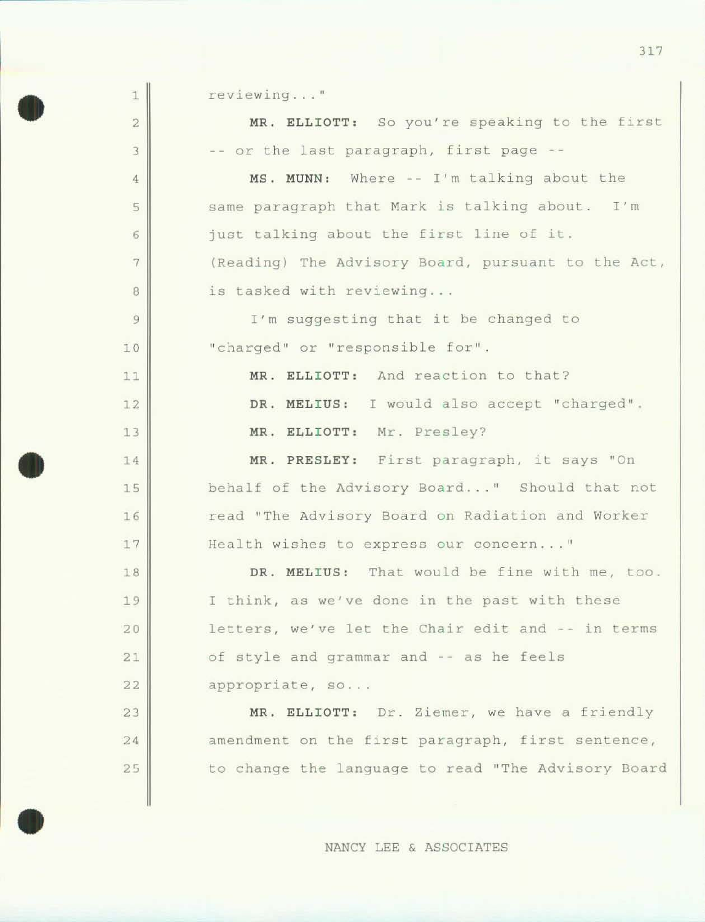reviewing..."

**MR. ELLIOTT:** So you're speaking to the first -- or the last paragraph, first page --

**MS. MUNN:** Where -- I'm talking about the same paragraph that Mark is talking about. I'm just talking about the first line of it. (Reading) The Advisory Board, pursuant to the Act, is tasked with reviewing...

I'm suggesting that it be changed to "charged" or "responsible for".

**MR. ELLIOTT:** And reaction to that?

**DR. MELIUS:** I would also accept "charged".

**MR. ELLIOTT:** Mr. Presley?

**MR. PRESLEY:** First paragraph, it says "On behalf of the Advisory Board..." Should that not read "The Advisory Board on Radiation and Worker Health wishes to express our concern..."

**DR. MELIUS:** That would be fine with me, too. I think, as we've done in the past with these letters, we've let the Chair edit and -- in terms of style and grammar and -- as he feels appropriate, so...

**MR. ELLIOTT:** Dr. Ziemer, we have a friendly amendment on the first paragraph, first sentence, to change the language to read "The Advisory Board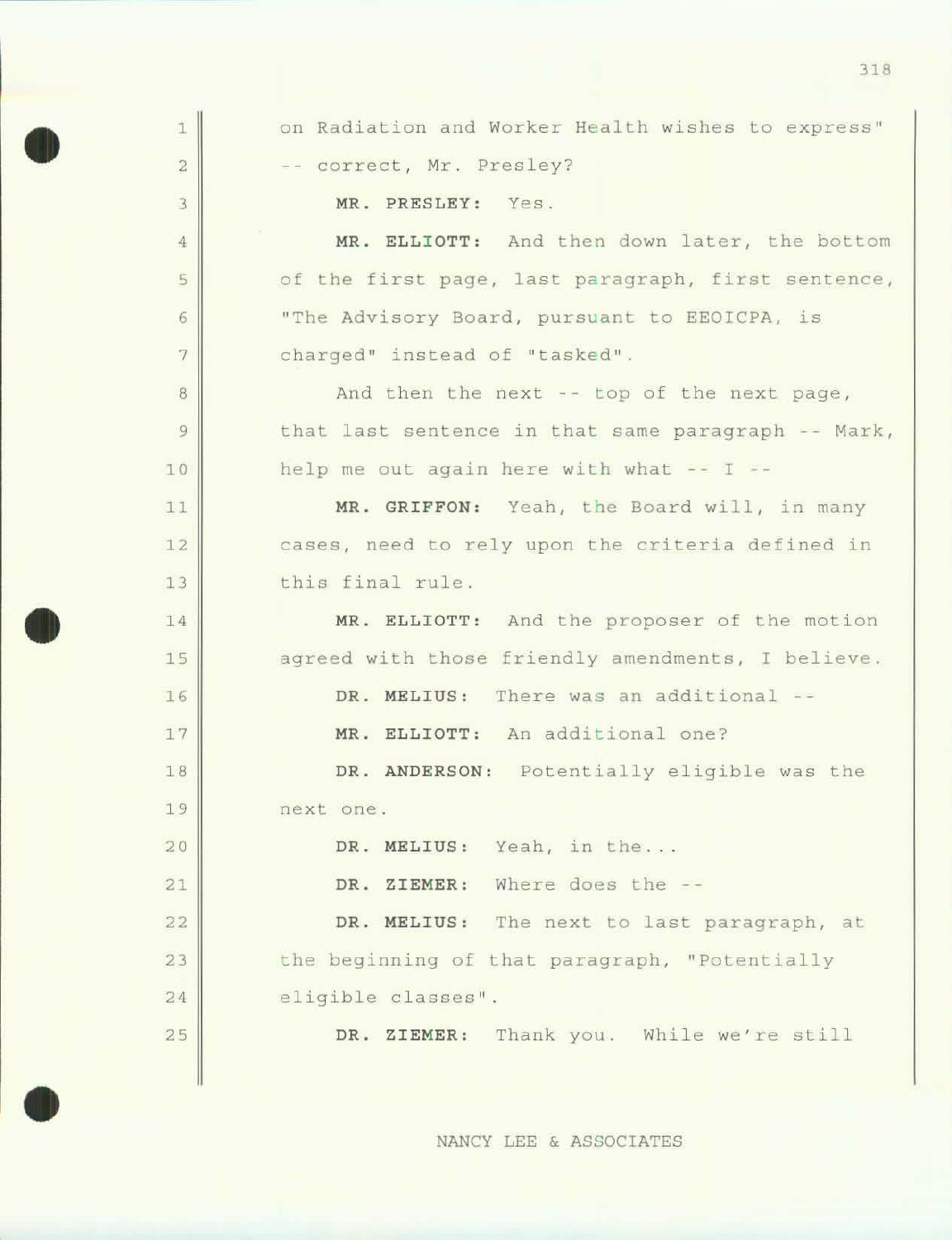on Radiation and Worker Health wishes to express" -- correct, Mr. Presley?

**MR. PRESLEY:** Yes.

**MR. ELLIOTT:** And then down later, the bottom of the first page, last paragraph, first sentence, "The Advisory Board, pursuant to EEOICPA, is charged" instead of "tasked".

And then the next -- top of the next page, that last sentence in that same paragraph -- Mark, help me out again here with what -- I --

**MR. GRIFFON:** Yeah, the Board will, in many cases, need to rely upon the criteria defined in this final rule.

**MR. ELLIOTT:** And the proposer of the motion agreed with those friendly amendments, I believe.

**DR. MELIUS:** There was an additional --

**MR. ELLIOTT:** An additional one?

**DR. ANDERSON:** Potentially eligible was the next one.

**DR. MELIUS:** Yeah, in the...

**DR. ZIEMER:** Where does the --

**DR. MELIUS:** The next to last paragraph, at the beginning of that paragraph, "Potentially eligible classes".

**DR. ZIEMER:** Thank you. While we're still